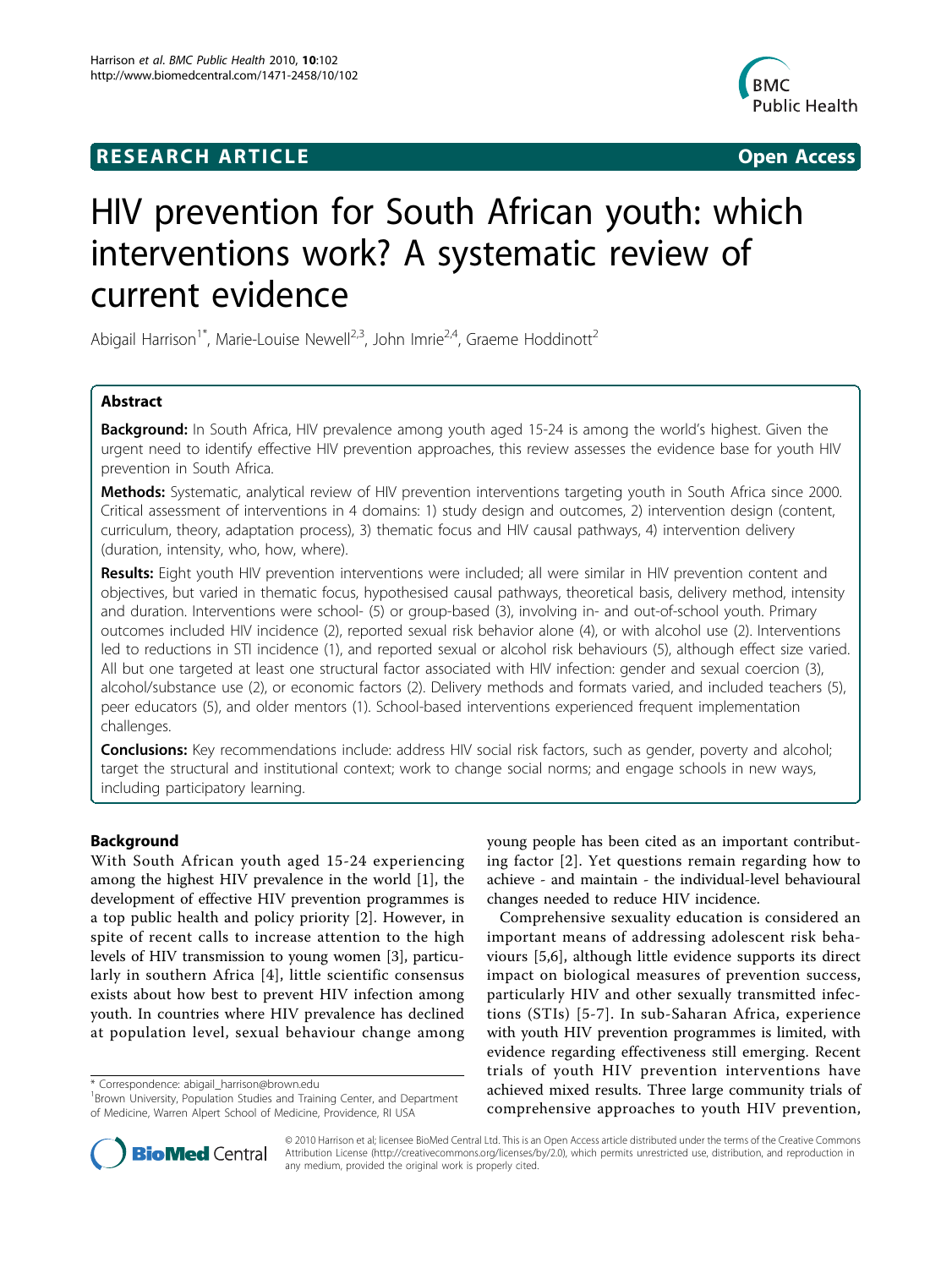**RESEARCH ARTICLE** **Open Access**

# HIV prevention for South African youth: which interventions work? A systematic review of current evidence

Abigail Harrison[1*], Marie-Louise Newell[2,3], John Imrie[2,4], Graeme Hoddinott[2]

## Abstract

**Background:** In South Africa, HIV prevalence among youth aged 15-24 is among the world's highest. Given the urgent need to identify effective HIV prevention approaches, this review assesses the evidence base for youth HIV prevention in South Africa.

**Methods:** Systematic, analytical review of HIV prevention interventions targeting youth in South Africa since 2000. Critical assessment of interventions in 4 domains: 1) study design and outcomes, 2) intervention design (content, curriculum, theory, adaptation process), 3) thematic focus and HIV causal pathways, 4) intervention delivery (duration, intensity, who, how, where).

**Results:** Eight youth HIV prevention interventions were included; all were similar in HIV prevention content and objectives, but varied in thematic focus, hypothesised causal pathways, theoretical basis, delivery method, intensity and duration. Interventions were school- (5) or group-based (3), involving in- and out-of-school youth. Primary outcomes included HIV incidence (2), reported sexual risk behavior alone (4), or with alcohol use (2). Interventions led to reductions in STI incidence (1), and reported sexual or alcohol risk behaviours (5), although effect size varied. All but one targeted at least one structural factor associated with HIV infection: gender and sexual coercion (3), alcohol/substance use (2), or economic factors (2). Delivery methods and formats varied, and included teachers (5), peer educators (5), and older mentors (1). School-based interventions experienced frequent implementation challenges.

**Conclusions:** Key recommendations include: address HIV social risk factors, such as gender, poverty and alcohol; target the structural and institutional context; work to change social norms; and engage schools in new ways, including participatory learning.

## Background

With South African youth aged 15-24 experiencing among the highest HIV prevalence in the world [1], the development of effective HIV prevention programmes is a top public health and policy priority [2]. However, in spite of recent calls to increase attention to the high levels of HIV transmission to young women [3], particularly in southern Africa [4], little scientific consensus exists about how best to prevent HIV infection among youth. In countries where HIV prevalence has declined at population level, sexual behaviour change among young people has been cited as an important contributing factor [2]. Yet questions remain regarding how to achieve - and maintain - the individual-level behavioural changes needed to reduce HIV incidence.

Comprehensive sexuality education is considered an important means of addressing adolescent risk behaviours [5,6], although little evidence supports its direct impact on biological measures of prevention success, particularly HIV and other sexually transmitted infections (STIs) [5-7]. In sub-Saharan Africa, experience with youth HIV prevention programmes is limited, with evidence regarding effectiveness still emerging. Recent trials of youth HIV prevention interventions have achieved mixed results. Three large community trials of comprehensive approaches to youth HIV prevention,

\* Correspondence: abigail_harrison@brown.edu

[1]Brown University, Population Studies and Training Center, and Department of Medicine, Warren Alpert School of Medicine, Providence, RI USA

© 2010 Harrison et al; licensee BioMed Central Ltd. This is an Open Access article distributed under the terms of the Creative Commons Attribution License (http://creativecommons.org/licenses/by/2.0), which permits unrestricted use, distribution, and reproduction in any medium, provided the original work is properly cited.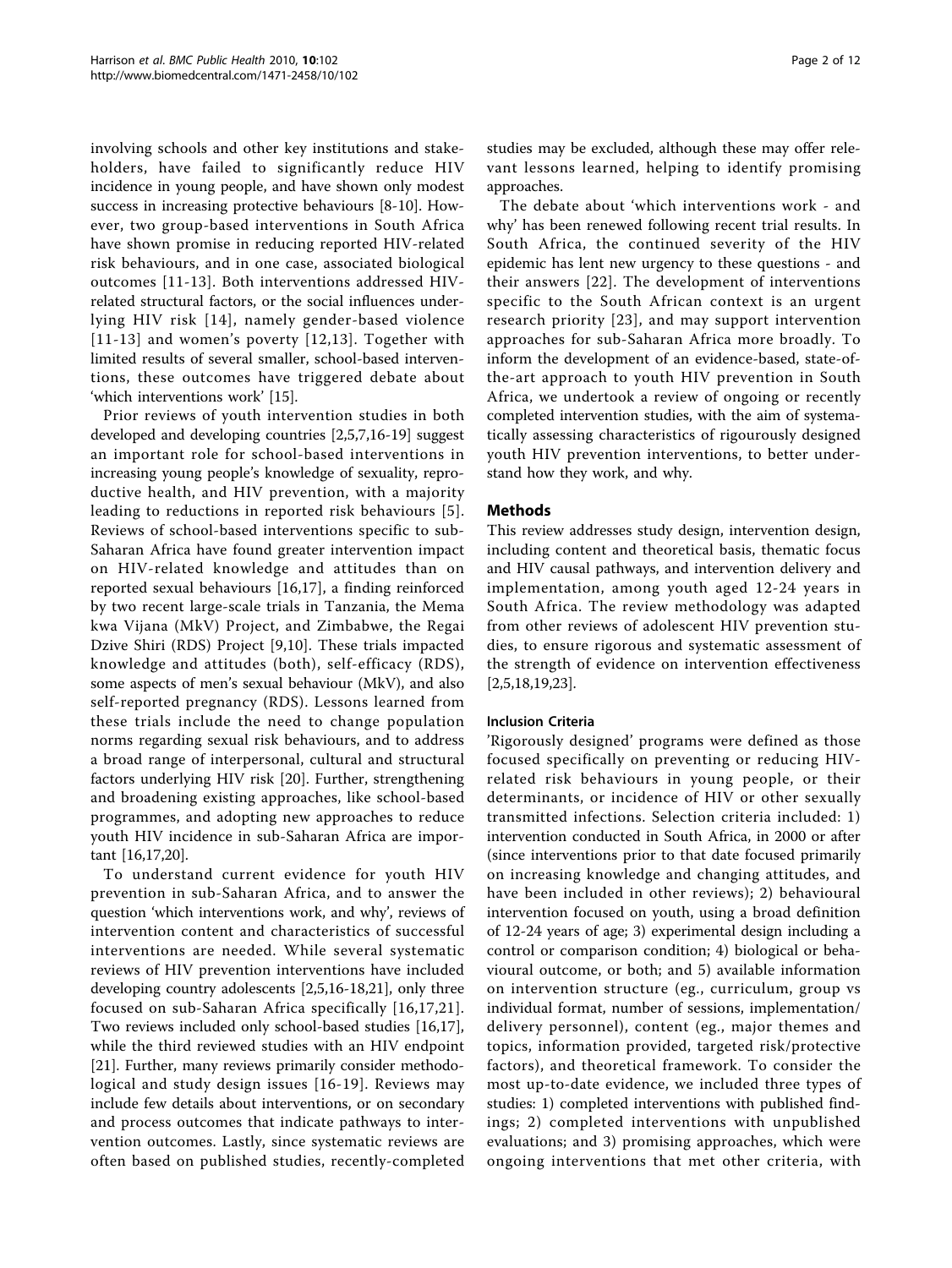involving schools and other key institutions and stakeholders, have failed to significantly reduce HIV incidence in young people, and have shown only modest success in increasing protective behaviours [8-10]. However, two group-based interventions in South Africa have shown promise in reducing reported HIV-related risk behaviours, and in one case, associated biological outcomes [11-13]. Both interventions addressed HIV-related structural factors, or the social influences underlying HIV risk [14], namely gender-based violence [11-13] and women's poverty [12,13]. Together with limited results of several smaller, school-based interventions, these outcomes have triggered debate about 'which interventions work' [15].

Prior reviews of youth intervention studies in both developed and developing countries [2,5,7,16-19] suggest an important role for school-based interventions in increasing young people's knowledge of sexuality, reproductive health, and HIV prevention, with a majority leading to reductions in reported risk behaviours [5]. Reviews of school-based interventions specific to sub-Saharan Africa have found greater intervention impact on HIV-related knowledge and attitudes than on reported sexual behaviours [16,17], a finding reinforced by two recent large-scale trials in Tanzania, the Mema kwa Vijana (MkV) Project, and Zimbabwe, the Regai Dzive Shiri (RDS) Project [9,10]. These trials impacted knowledge and attitudes (both), self-efficacy (RDS), some aspects of men's sexual behaviour (MkV), and also self-reported pregnancy (RDS). Lessons learned from these trials include the need to change population norms regarding sexual risk behaviours, and to address a broad range of interpersonal, cultural and structural factors underlying HIV risk [20]. Further, strengthening and broadening existing approaches, like school-based programmes, and adopting new approaches to reduce youth HIV incidence in sub-Saharan Africa are important [16,17,20].

To understand current evidence for youth HIV prevention in sub-Saharan Africa, and to answer the question 'which interventions work, and why', reviews of intervention content and characteristics of successful interventions are needed. While several systematic reviews of HIV prevention interventions have included developing country adolescents [2,5,16-18,21], only three focused on sub-Saharan Africa specifically [16,17,21]. Two reviews included only school-based studies [16,17], while the third reviewed studies with an HIV endpoint [21]. Further, many reviews primarily consider methodological and study design issues [16-19]. Reviews may include few details about interventions, or on secondary and process outcomes that indicate pathways to intervention outcomes. Lastly, since systematic reviews are often based on published studies, recently-completed studies may be excluded, although these may offer relevant lessons learned, helping to identify promising approaches.

The debate about 'which interventions work - and why' has been renewed following recent trial results. In South Africa, the continued severity of the HIV epidemic has lent new urgency to these questions - and their answers [22]. The development of interventions specific to the South African context is an urgent research priority [23], and may support intervention approaches for sub-Saharan Africa more broadly. To inform the development of an evidence-based, state-of-the-art approach to youth HIV prevention in South Africa, we undertook a review of ongoing or recently completed intervention studies, with the aim of systematically assessing characteristics of rigourously designed youth HIV prevention interventions, to better understand how they work, and why.

## Methods

This review addresses study design, intervention design, including content and theoretical basis, thematic focus and HIV causal pathways, and intervention delivery and implementation, among youth aged 12-24 years in South Africa. The review methodology was adapted from other reviews of adolescent HIV prevention studies, to ensure rigorous and systematic assessment of the strength of evidence on intervention effectiveness [2,5,18,19,23].

### Inclusion Criteria

'Rigorously designed' programs were defined as those focused specifically on preventing or reducing HIV-related risk behaviours in young people, or their determinants, or incidence of HIV or other sexually transmitted infections. Selection criteria included: 1) intervention conducted in South Africa, in 2000 or after (since interventions prior to that date focused primarily on increasing knowledge and changing attitudes, and have been included in other reviews); 2) behavioural intervention focused on youth, using a broad definition of 12-24 years of age; 3) experimental design including a control or comparison condition; 4) biological or behavioural outcome, or both; and 5) available information on intervention structure (eg., curriculum, group vs individual format, number of sessions, implementation/delivery personnel), content (eg., major themes and topics, information provided, targeted risk/protective factors), and theoretical framework. To consider the most up-to-date evidence, we included three types of studies: 1) completed interventions with published findings; 2) completed interventions with unpublished evaluations; and 3) promising approaches, which were ongoing interventions that met other criteria, with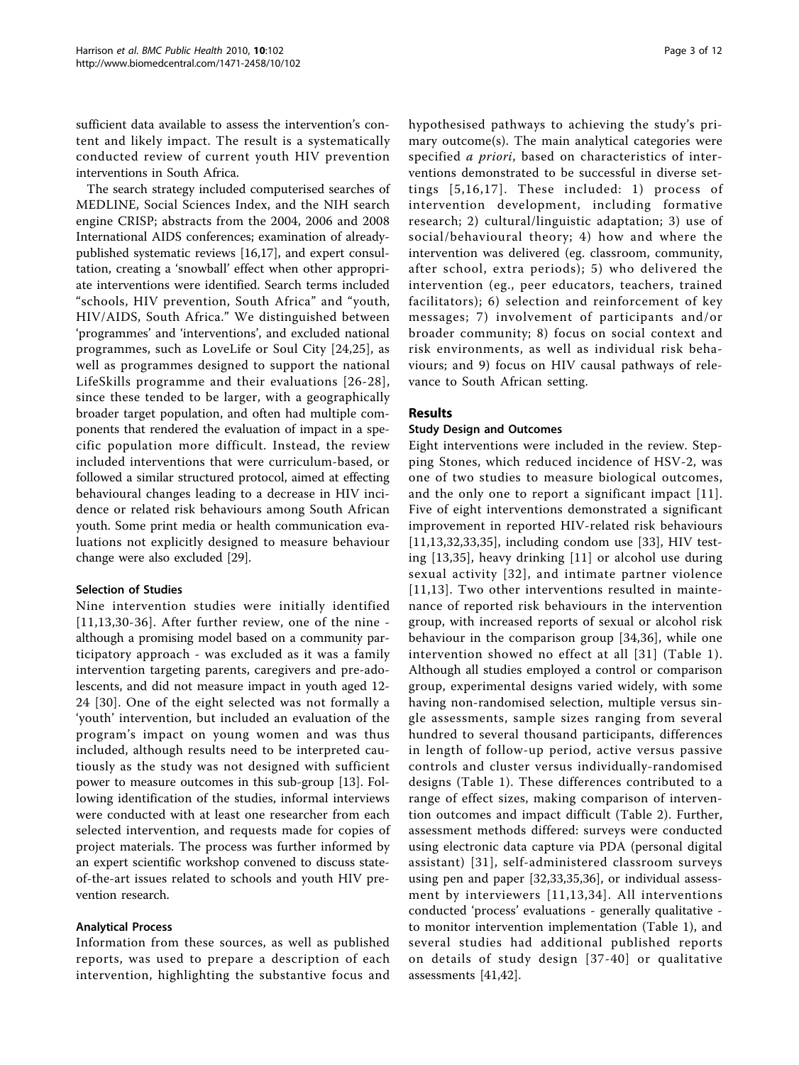sufficient data available to assess the intervention's content and likely impact. The result is a systematically conducted review of current youth HIV prevention interventions in South Africa.

The search strategy included computerised searches of MEDLINE, Social Sciences Index, and the NIH search engine CRISP; abstracts from the 2004, 2006 and 2008 International AIDS conferences; examination of already-published systematic reviews [16,17], and expert consultation, creating a 'snowball' effect when other appropriate interventions were identified. Search terms included "schools, HIV prevention, South Africa" and "youth, HIV/AIDS, South Africa." We distinguished between 'programmes' and 'interventions', and excluded national programmes, such as LoveLife or Soul City [24,25], as well as programmes designed to support the national LifeSkills programme and their evaluations [26-28], since these tended to be larger, with a geographically broader target population, and often had multiple components that rendered the evaluation of impact in a specific population more difficult. Instead, the review included interventions that were curriculum-based, or followed a similar structured protocol, aimed at effecting behavioural changes leading to a decrease in HIV incidence or related risk behaviours among South African youth. Some print media or health communication evaluations not explicitly designed to measure behaviour change were also excluded [29].

### Selection of Studies

Nine intervention studies were initially identified [11,13,30-36]. After further review, one of the nine - although a promising model based on a community participatory approach - was excluded as it was a family intervention targeting parents, caregivers and pre-adolescents, and did not measure impact in youth aged 12-24 [30]. One of the eight selected was not formally a 'youth' intervention, but included an evaluation of the program's impact on young women and was thus included, although results need to be interpreted cautiously as the study was not designed with sufficient power to measure outcomes in this sub-group [13]. Following identification of the studies, informal interviews were conducted with at least one researcher from each selected intervention, and requests made for copies of project materials. The process was further informed by an expert scientific workshop convened to discuss state-of-the-art issues related to schools and youth HIV prevention research.

### Analytical Process

Information from these sources, as well as published reports, was used to prepare a description of each intervention, highlighting the substantive focus and hypothesised pathways to achieving the study's primary outcome(s). The main analytical categories were specified *a priori*, based on characteristics of interventions demonstrated to be successful in diverse settings [5,16,17]. These included: 1) process of intervention development, including formative research; 2) cultural/linguistic adaptation; 3) use of social/behavioural theory; 4) how and where the intervention was delivered (eg. classroom, community, after school, extra periods); 5) who delivered the intervention (eg., peer educators, teachers, trained facilitators); 6) selection and reinforcement of key messages; 7) involvement of participants and/or broader community; 8) focus on social context and risk environments, as well as individual risk behaviours; and 9) focus on HIV causal pathways of relevance to South African setting.

## Results

### Study Design and Outcomes

Eight interventions were included in the review. Stepping Stones, which reduced incidence of HSV-2, was one of two studies to measure biological outcomes, and the only one to report a significant impact [11]. Five of eight interventions demonstrated a significant improvement in reported HIV-related risk behaviours [11,13,32,33,35], including condom use [33], HIV testing [13,35], heavy drinking [11] or alcohol use during sexual activity [32], and intimate partner violence [11,13]. Two other interventions resulted in maintenance of reported risk behaviours in the intervention group, with increased reports of sexual or alcohol risk behaviour in the comparison group [34,36], while one intervention showed no effect at all [31] (Table 1). Although all studies employed a control or comparison group, experimental designs varied widely, with some having non-randomised selection, multiple versus single assessments, sample sizes ranging from several hundred to several thousand participants, differences in length of follow-up period, active versus passive controls and cluster versus individually-randomised designs (Table 1). These differences contributed to a range of effect sizes, making comparison of intervention outcomes and impact difficult (Table 2). Further, assessment methods differed: surveys were conducted using electronic data capture via PDA (personal digital assistant) [31], self-administered classroom surveys using pen and paper [32,33,35,36], or individual assessment by interviewers [11,13,34]. All interventions conducted 'process' evaluations - generally qualitative - to monitor intervention implementation (Table 1), and several studies had additional published reports on details of study design [37-40] or qualitative assessments [41,42].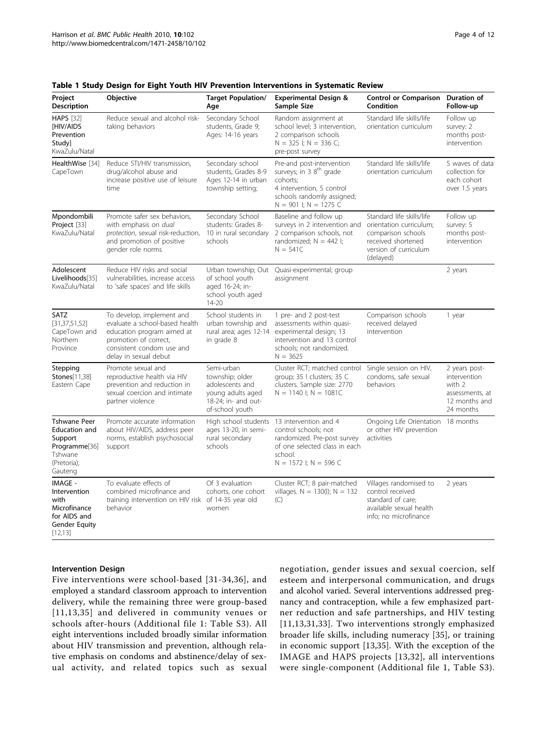**Table 1 Study Design for Eight Youth HIV Prevention Interventions in Systematic Review**

| Project Description | Objective | Target Population/ Age | Experimental Design & Sample Size | Control or Comparison Condition | Duration of Follow-up |
|---|---|---|---|---|---|
| HAPS [32] [HIV/AIDS Prevention Study] KwaZulu/Natal | Reduce sexual and alcohol risk-taking behaviors | Secondary School students, Grade 9; Ages: 14-16 years | Random assignment at school level; 3 intervention, 2 comparison schools N = 325 I; N = 336 C; pre-post survey | Standard life skills/life orientation curriculum | Follow up survey: 2 months post-intervention |
| HealthWise [34] CapeTown | Reduce STI/HIV transmission, drug/alcohol abuse and increase positive use of leisure time | Secondary school students, Grades 8-9 Ages 12-14 in urban township setting; | Pre-and post-intervention surveys; in 3 8th grade cohorts; 4 intervention, 5 control schools randomly assigned; N = 901 I; N = 1275 C | Standard life skills/life orientation curriculum | 5 waves of data collection for each cohort over 1.5 years |
| Mpondombili Project [33] KwaZulu/Natal | Promote safer sex behaviors, with emphasis on *dual protection*, sexual risk-reduction, and promotion of positive gender role norms | Secondary School students: Grades 8-10 in rural secondary schools | Baseline and follow up surveys in 2 intervention and 2 comparison schools, not randomized; N = 442 I; N = 541C | Standard life skills/life orientation curriculum; comparison schools received shortened version of curriculum (delayed) | Follow up survey: 5 months post-intervention |
| Adolescent Livelihoods[35] KwaZulu/Natal | Reduce HIV risks and social vulnerabilities, increase access to 'safe spaces' and life skills | Urban township; Out of school youth aged 16-24; in-school youth aged 14-20 | Quasi-experimental; group assignment | | 2 years |
| SATZ [31,37,51,52] CapeTown and Northern Province | To develop, implement and evaluate a school-based health education program aimed at promotion of correct, consistent condom use and delay in sexual debut | School students in urban township and rural area; ages 12-14 in grade 8 | 1 pre- and 2 post-test assessments within quasi-experimental design; 13 intervention and 13 control schools; not randomized. N = 3625 | Comparison schools received delayed intervention | 1 year |
| Stepping Stones[11,38] Eastern Cape | Promote sexual and reproductive health via HIV prevention and reduction in sexual coercion and intimate partner violence | Semi-urban township; older adolescents and young adults aged 18-24; in- and out-of-school youth | Cluster RCT; matched control group; 35 I clusters; 35 C clusters. Sample size: 2770 N = 1140 I; N = 1081C | Single session on HIV, condoms, safe sexual behaviors | 2 years post-intervention with 2 assessments, at 12 months and 24 months |
| Tshwane Peer Education and Support Programme[36] Tshwane (Pretoria), Gauteng | Promote accurate information about HIV/AIDS, address peer norms, establish psychosocial support | High school students ages 13-20, in semi-rural secondary schools | 13 intervention and 4 control schools; not randomized. Pre-post survey of one selected class in each school. N = 1572 I; N = 596 C | Ongoing Life Orientation or other HIV prevention activities | 18 months |
| IMAGE - Intervention with Microfinance for AIDS and Gender Equity [12,13] | To evaluate effects of combined microfinance and training intervention on HIV risk behavior | Of 3 evaluation cohorts, one cohort of 14-35 year old women | Cluster RCT; 8 pair-matched villages. N = 130(I); N = 132 (C) | Villages randomised to control received standard of care; available sexual health info; no microfinance | 2 years |

#### Intervention Design

Five interventions were school-based [31-34,36], and employed a standard classroom approach to intervention delivery, while the remaining three were group-based [11,13,35] and delivered in community venues or schools after-hours (Additional file 1: Table S3). All eight interventions included broadly similar information about HIV transmission and prevention, although relative emphasis on condoms and abstinence/delay of sexual activity, and related topics such as sexual negotiation, gender issues and sexual coercion, self esteem and interpersonal communication, and drugs and alcohol varied. Several interventions addressed pregnancy and contraception, while a few emphasized partner reduction and safe partnerships, and HIV testing [11,13,31,33]. Two interventions strongly emphasized broader life skills, including numeracy [35], or training in economic support [13,35]. With the exception of the IMAGE and HAPS projects [13,32], all interventions were single-component (Additional file 1, Table S3).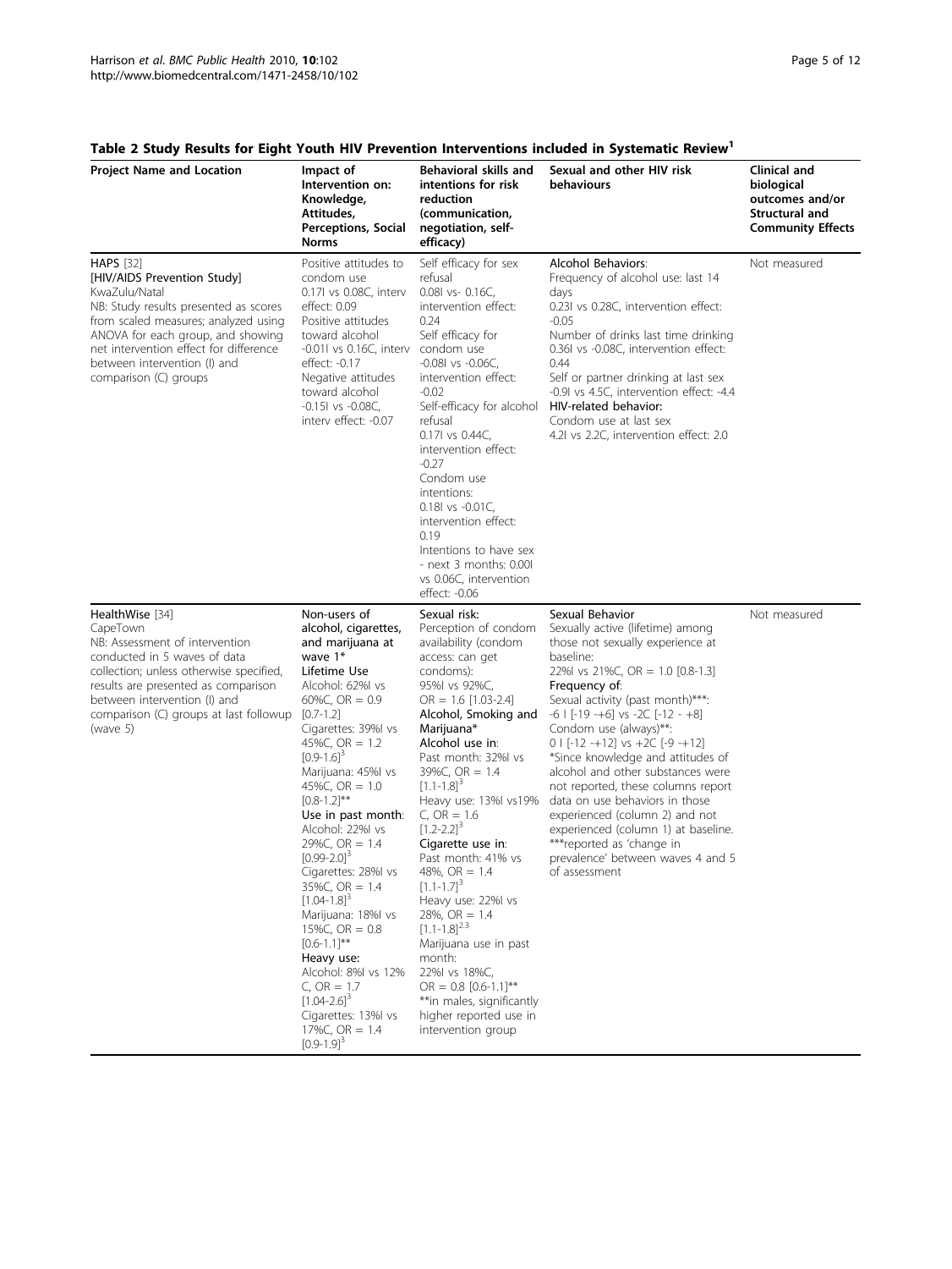## Table 2 Study Results for Eight Youth HIV Prevention Interventions included in Systematic Review[1]

| Project Name and Location | Impact of Intervention on: Knowledge, Attitudes, Perceptions, Social Norms | Behavioral skills and intentions for risk reduction (communication, negotiation, self-efficacy) | Sexual and other HIV risk behaviours | Clinical and biological outcomes and/or Structural and Community Effects |
|---|---|---|---|---|
| HAPS [32] [HIV/AIDS Prevention Study] KwaZulu/Natal NB: Study results presented as scores from scaled measures; analyzed using ANOVA for each group, and showing net intervention effect for difference between intervention (I) and comparison (C) groups | Positive attitudes to condom use 0.17I vs 0.08C, interv effect: 0.09 Positive attitudes toward alcohol -0.01I vs 0.16C, interv effect: -0.17 Negative attitudes toward alcohol -0.15I vs -0.08C, interv effect: -0.07 | Self efficacy for sex refusal 0.08I vs- 0.16C, intervention effect: 0.24 Self efficacy for condom use -0.08I vs -0.06C, intervention effect: -0.02 Self-efficacy for alcohol refusal 0.17I vs 0.44C, intervention effect: -0.27 Condom use intentions: 0.18I vs -0.01C, intervention effect: 0.19 Intentions to have sex - next 3 months: 0.00I vs 0.06C, intervention effect: -0.06 | Alcohol Behaviors: Frequency of alcohol use: last 14 days 0.23I vs 0.28C, intervention effect: -0.05 Number of drinks last time drinking 0.36I vs -0.08C, intervention effect: 0.44 Self or partner drinking at last sex -0.9I vs 4.5C, intervention effect: -4.4 **HIV-related behavior:** Condom use at last sex 4.2I vs 2.2C, intervention effect: 2.0 | Not measured |
| HealthWise [34] CapeTown NB: Assessment of intervention conducted in 5 waves of data collection; unless otherwise specified, results are presented as comparison between intervention (I) and comparison (C) groups at last followup (wave 5) | **Non-users of alcohol, cigarettes, and marijuana at wave 1*** **Lifetime Use** Alcohol: 62%I vs 60%C, OR = 0.9 [0.7-1.2] Cigarettes: 39%I vs 45%C, OR = 1.2 [0.9-1.6][3] Marijuana: 45%I vs 45%C, OR = 1.0 [0.8-1.2]** **Use in past month**: Alcohol: 22%I vs 29%C, OR = 1.4 [0.99-2.0][3] Cigarettes: 28%I vs 35%C, OR = 1.4 [1.04-1.8][3] Marijuana: 18%I vs 15%C, OR = 0.8 [0.6-1.1]** **Heavy use:** Alcohol: 8%I vs 12% C, OR = 1.7 [1.04-2.6][3] Cigarettes: 13%I vs 17%C, OR = 1.4 [0.9-1.9][3] | **Sexual risk:** Perception of condom availability (condom access: can get condoms): 95%I vs 92%C, OR = 1.6 [1.03-2.4] **Alcohol, Smoking and Marijuana*** **Alcohol use in**: Past month: 32%I vs 39%C, OR = 1.4 [1.1-1.8][3] Heavy use: 13%I vs19% C, OR = 1.6 [1.2-2.2][3] **Cigarette use in**: Past month: 41% vs 48%, OR = 1.4 [1.1-1.7][3] Heavy use: 22%I vs 28%, OR = 1.4 [1.1-1.8][2,3] Marijuana use in past month: 22%I vs 18%C, OR = 0.8 [0.6-1.1]** **in males, significantly higher reported use in intervention group | Sexual Behavior Sexually active (lifetime) among those not sexually experience at baseline: 22%I vs 21%C, OR = 1.0 [0.8-1.3] **Frequency of**: Sexual activity (past month)***: -6 I [-19 -+6] vs -2C [-12 - +8] Condom use (always)**: 0 I [-12 -+12] vs +2C [-9 -+12] *Since knowledge and attitudes of alcohol and other substances were not reported, these columns report data on use behaviors in those experienced (column 2) and not experienced (column 1) at baseline. ***reported as 'change in prevalence' between waves 4 and 5 of assessment | Not measured |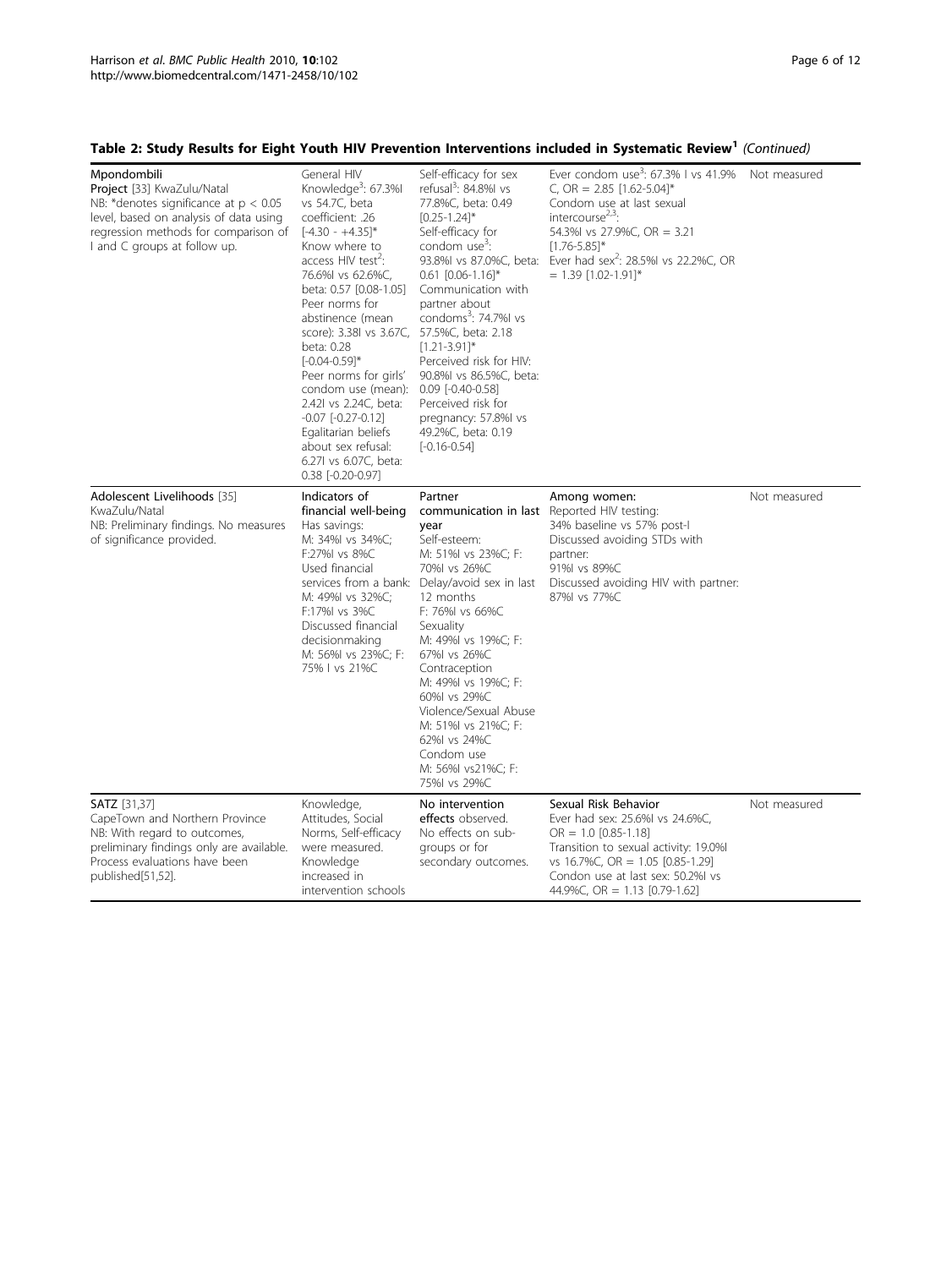## Table 2: Study Results for Eight Youth HIV Prevention Interventions included in Systematic Review[1] *(Continued)*

| | | | | |
|---|---|---|---|---|
| **Mpondombili Project** [33] KwaZulu/Natal<br>NB: *denotes significance at $p < 0.05$ level, based on analysis of data using regression methods for comparison of I and C groups at follow up. | General HIV Knowledge[3]: 67.3%I vs 54.7C, beta coefficient: .26 [-4.30 - +4.35]*<br>Know where to access HIV test[2]: 76.6%I vs 62.6%C, beta: 0.57 [0.08-1.05]<br>Peer norms for abstinence (mean score): 3.38I vs 3.67C, beta: 0.28 [-0.04-0.59]*<br>Peer norms for girls' condom use (mean): 2.42I vs 2.24C, beta: -0.07 [-0.27-0.12]<br>Egalitarian beliefs about sex refusal: 6.27I vs 6.07C, beta: 0.38 [-0.20-0.97] | Self-efficacy for sex refusal[3]: 84.8%I vs 77.8%C, beta: 0.49 [0.25-1.24]*<br>Self-efficacy for condom use[3]: 93.8%I vs 87.0%C, beta: 0.61 [0.06-1.16]*<br>Communication with partner about condoms[3]: 74.7%I vs 57.5%C, beta: 2.18 [1.21-3.91]*<br>Perceived risk for HIV: 90.8%I vs 86.5%C, beta: 0.09 [-0.40-0.58]<br>Perceived risk for pregnancy: 57.8%I vs 49.2%C, beta: 0.19 [-0.16-0.54] | Ever condom use[3]: 67.3% I vs 41.9% C, OR = 2.85 [1.62-5.04]*<br>Condom use at last sexual intercourse[2,3]: 54.3%I vs 27.9%C, OR = 3.21 [1.76-5.85]*<br>Ever had sex[2]: 28.5%I vs 22.2%C, OR = 1.39 [1.02-1.91]* | Not measured |
| **Adolescent Livelihoods** [35] KwaZulu/Natal<br>NB: Preliminary findings. No measures of significance provided. | Indicators of financial well-being<br>Has savings:<br>M: 34%I vs 34%C;<br>F:27%I vs 8%C<br>Used financial services from a bank:<br>M: 49%I vs 32%C;<br>F:17%I vs 3%C<br>Discussed financial decisionmaking<br>M: 56%I vs 23%C; F: 75% I vs 21%C | **Partner communication in last year**<br>Self-esteem:<br>M: 51%I vs 23%C; F: 70%I vs 26%C<br>Delay/avoid sex in last 12 months<br>F: 76%I vs 66%C<br>Sexuality<br>M: 49%I vs 19%C; F: 67%I vs 26%C<br>Contraception<br>M: 49%I vs 19%C; F: 60%I vs 29%C<br>Violence/Sexual Abuse<br>M: 51%I vs 21%C; F: 62%I vs 24%C<br>Condom use<br>M: 56%I vs21%C; F: 75%I vs 29%C | Among women:<br>Reported HIV testing:<br>34% baseline vs 57% post-I<br>Discussed avoiding STDs with partner:<br>91%I vs 89%C<br>Discussed avoiding HIV with partner:<br>87%I vs 77%C | Not measured |
| **SATZ** [31,37]<br>CapeTown and Northern Province<br>NB: With regard to outcomes, preliminary findings only are available. Process evaluations have been published[51,52]. | Knowledge, Attitudes, Social Norms, Self-efficacy were measured.<br>Knowledge increased in intervention schools | **No intervention effects** observed.<br>No effects on sub-groups or for secondary outcomes. | **Sexual Risk Behavior**<br>Ever had sex: 25.6%I vs 24.6%C, OR = 1.0 [0.85-1.18]<br>Transition to sexual activity: 19.0%I vs 16.7%C, OR = 1.05 [0.85-1.29]<br>Condon use at last sex: 50.2%I vs 44.9%C, OR = 1.13 [0.79-1.62] | Not measured |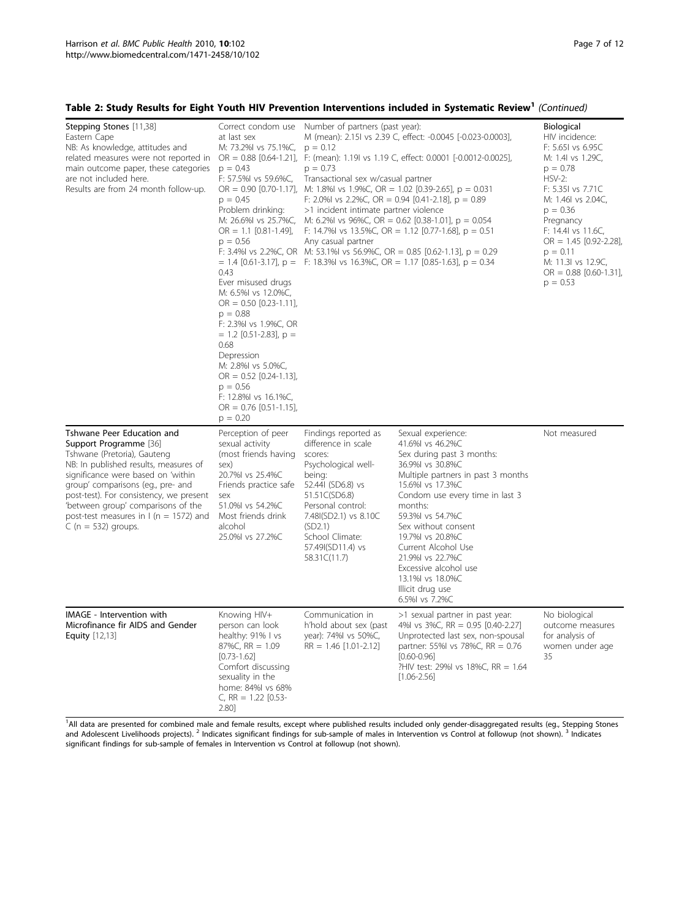**Table 2: Study Results for Eight Youth HIV Prevention Interventions included in Systematic Review[1]** *(Continued)*

| | | | | |
|---|---|---|---|---|
| **Stepping Stones** [11,38] Eastern Cape NB: As knowledge, attitudes and related measures were not reported in main outcome paper, these categories are not included here. Results are from 24 month follow-up. | Correct condom use at last sex M: 73.2%I vs 75.1%C, OR = 0.88 [0.64-1.21], p = 0.43 F: 57.5%I vs 59.6%C, OR = 0.90 [0.70-1.17], p = 0.45 Problem drinking: M: 26.6%I vs 25.7%C, OR = 1.1 [0.81-1.49], p = 0.56 F: 3.4%I vs 2.2%C, OR = 1.4 [0.61-3.17], p = 0.43 Ever misused drugs M: 6.5%I vs 12.0%C, OR = 0.50 [0.23-1.11], p = 0.88 F: 2.3%I vs 1.9%C, OR = 1.2 [0.51-2.83], p = 0.68 Depression M: 2.8%I vs 5.0%C, OR = 0.52 [0.24-1.13], p = 0.56 F: 12.8%I vs 16.1%C, OR = 0.76 [0.51-1.15], p = 0.20 | Number of partners (past year): M (mean): 2.15I vs 2.39 C, effect: -0.0045 [-0.023-0.0003], p = 0.12 F: (mean): 1.19I vs 1.19 C, effect: 0.0001 [-0.0012-0.0025], p = 0.73 Transactional sex w/casual partner M: 1.8%I vs 1.9%C, OR = 1.02 [0.39-2.65], p = 0.031 F: 2.0%I vs 2.2%C, OR = 0.94 [0.41-2.18], p = 0.89 >1 incident intimate partner violence M: 6.2%I vs 96%C, OR = 0.62 [0.38-1.01], p = 0.054 F: 14.7%I vs 13.5%C, OR = 1.12 [0.77-1.68], p = 0.51 Any casual partner M: 53.1%I vs 56.9%C, OR = 0.85 [0.62-1.13], p = 0.29 F: 18.3%I vs 16.3%C, OR = 1.17 [0.85-1.63], p = 0.34 | | **Biological** HIV incidence: F: 5.65I vs 6.95C M: 1.4I vs 1.29C, p = 0.78 HSV-2: F: 5.35I vs 7.71C M: 1.46I vs 2.04C, p = 0.36 Pregnancy F: 14.4I vs 11.6C, OR = 1.45 [0.92-2.28], p = 0.11 M: 11.3I vs 12.9C, OR = 0.88 [0.60-1.31], p = 0.53 |
| **Tshwane Peer Education and Support Programme** [36] Tshwane (Pretoria), Gauteng NB: In published results, measures of significance were based on 'within group' comparisons (eg., pre- and post-test). For consistency, we present 'between group' comparisons of the post-test measures in I (n = 1572) and C (n = 532) groups. | Perception of peer sexual activity (most friends having sex) 20.7%I vs 25.4%C Friends practice safe sex 51.0%I vs 54.2%C Most friends drink alcohol 25.0%I vs 27.2%C | Findings reported as difference in scale scores: Psychological well-being: 52.44I (SD6.8) vs 51.51C(SD6.8) Personal control: 7.48I(SD2.1) vs 8.10C (SD2.1) School Climate: 57.49I(SD11.4) vs 58.31C(11.7) | Sexual experience: 41.6%I vs 46.2%C Sex during past 3 months: 36.9%I vs 30.8%C Multiple partners in past 3 months 15.6%I vs 17.3%C Condom use every time in last 3 months: 59.3%I vs 54.7%C Sex without consent 19.7%I vs 20.8%C Current Alcohol Use 21.9%I vs 22.7%C Excessive alcohol use 13.1%I vs 18.0%C Illicit drug use 6.5%I vs 7.2%C | Not measured |
| **IMAGE - Intervention with Microfinance fir AIDS and Gender Equity** [12,13] | Knowing HIV+ person can look healthy: 91% I vs 87%C, RR = 1.09 [0.73-1.62] Comfort discussing sexuality in the home: 84%I vs 68% C, RR = 1.22 [0.53-2.80] | Communication in h'hold about sex (past year): 74%I vs 50%C, RR = 1.46 [1.01-2.12] | >1 sexual partner in past year: 4%I vs 3%C, RR = 0.95 [0.40-2.27] Unprotected last sex, non-spousal partner: 55%I vs 78%C, RR = 0.76 [0.60-0.96] ?HIV test: 29%I vs 18%C, RR = 1.64 [1.06-2.56] | No biological outcome measures for analysis of women under age 35 |

[1]All data are presented for combined male and female results, except where published results included only gender-disaggregated results (eg., Stepping Stones and Adolescent Livelihoods projects). [2] Indicates significant findings for sub-sample of males in Intervention vs Control at followup (not shown). [3] Indicates significant findings for sub-sample of females in Intervention vs Control at followup (not shown).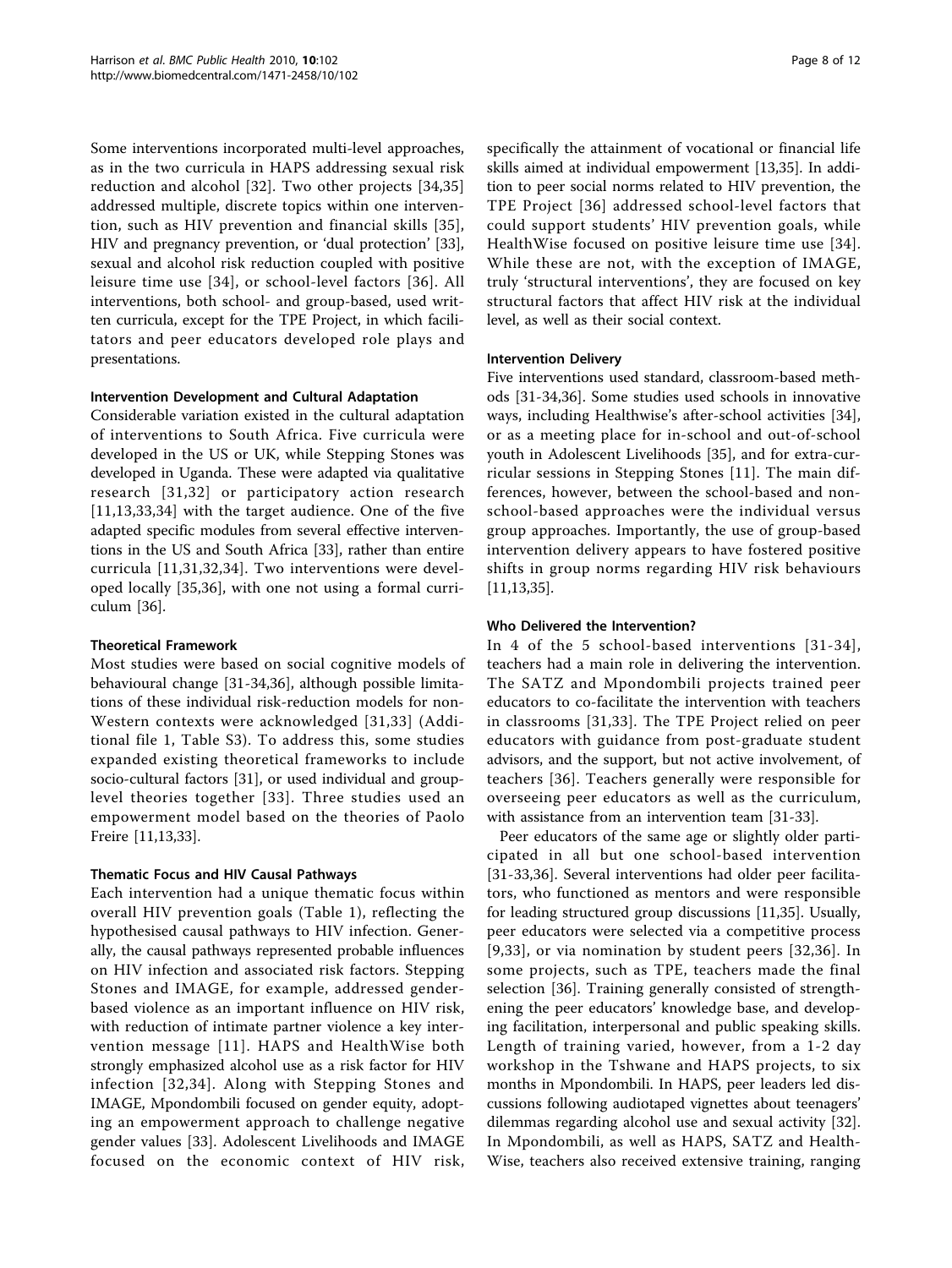Some interventions incorporated multi-level approaches, as in the two curricula in HAPS addressing sexual risk reduction and alcohol [32]. Two other projects [34,35] addressed multiple, discrete topics within one intervention, such as HIV prevention and financial skills [35], HIV and pregnancy prevention, or 'dual protection' [33], sexual and alcohol risk reduction coupled with positive leisure time use [34], or school-level factors [36]. All interventions, both school- and group-based, used written curricula, except for the TPE Project, in which facilitators and peer educators developed role plays and presentations.

#### Intervention Development and Cultural Adaptation

Considerable variation existed in the cultural adaptation of interventions to South Africa. Five curricula were developed in the US or UK, while Stepping Stones was developed in Uganda. These were adapted via qualitative research [31,32] or participatory action research [11,13,33,34] with the target audience. One of the five adapted specific modules from several effective interventions in the US and South Africa [33], rather than entire curricula [11,31,32,34]. Two interventions were developed locally [35,36], with one not using a formal curriculum [36].

#### Theoretical Framework

Most studies were based on social cognitive models of behavioural change [31-34,36], although possible limitations of these individual risk-reduction models for non-Western contexts were acknowledged [31,33] (Additional file 1, Table S3). To address this, some studies expanded existing theoretical frameworks to include socio-cultural factors [31], or used individual and group-level theories together [33]. Three studies used an empowerment model based on the theories of Paolo Freire [11,13,33].

#### Thematic Focus and HIV Causal Pathways

Each intervention had a unique thematic focus within overall HIV prevention goals (Table 1), reflecting the hypothesised causal pathways to HIV infection. Generally, the causal pathways represented probable influences on HIV infection and associated risk factors. Stepping Stones and IMAGE, for example, addressed gender-based violence as an important influence on HIV risk, with reduction of intimate partner violence a key intervention message [11]. HAPS and HealthWise both strongly emphasized alcohol use as a risk factor for HIV infection [32,34]. Along with Stepping Stones and IMAGE, Mpondombili focused on gender equity, adopting an empowerment approach to challenge negative gender values [33]. Adolescent Livelihoods and IMAGE focused on the economic context of HIV risk, specifically the attainment of vocational or financial life skills aimed at individual empowerment [13,35]. In addition to peer social norms related to HIV prevention, the TPE Project [36] addressed school-level factors that could support students' HIV prevention goals, while HealthWise focused on positive leisure time use [34]. While these are not, with the exception of IMAGE, truly 'structural interventions', they are focused on key structural factors that affect HIV risk at the individual level, as well as their social context.

#### Intervention Delivery

Five interventions used standard, classroom-based methods [31-34,36]. Some studies used schools in innovative ways, including Healthwise's after-school activities [34], or as a meeting place for in-school and out-of-school youth in Adolescent Livelihoods [35], and for extra-curricular sessions in Stepping Stones [11]. The main differences, however, between the school-based and non-school-based approaches were the individual versus group approaches. Importantly, the use of group-based intervention delivery appears to have fostered positive shifts in group norms regarding HIV risk behaviours [11,13,35].

#### Who Delivered the Intervention?

In 4 of the 5 school-based interventions [31-34], teachers had a main role in delivering the intervention. The SATZ and Mpondombili projects trained peer educators to co-facilitate the intervention with teachers in classrooms [31,33]. The TPE Project relied on peer educators with guidance from post-graduate student advisors, and the support, but not active involvement, of teachers [36]. Teachers generally were responsible for overseeing peer educators as well as the curriculum, with assistance from an intervention team [31-33].

Peer educators of the same age or slightly older participated in all but one school-based intervention [31-33,36]. Several interventions had older peer facilitators, who functioned as mentors and were responsible for leading structured group discussions [11,35]. Usually, peer educators were selected via a competitive process [9,33], or via nomination by student peers [32,36]. In some projects, such as TPE, teachers made the final selection [36]. Training generally consisted of strengthening the peer educators' knowledge base, and developing facilitation, interpersonal and public speaking skills. Length of training varied, however, from a 1-2 day workshop in the Tshwane and HAPS projects, to six months in Mpondombili. In HAPS, peer leaders led discussions following audiotaped vignettes about teenagers' dilemmas regarding alcohol use and sexual activity [32]. In Mpondombili, as well as HAPS, SATZ and HealthWise, teachers also received extensive training, ranging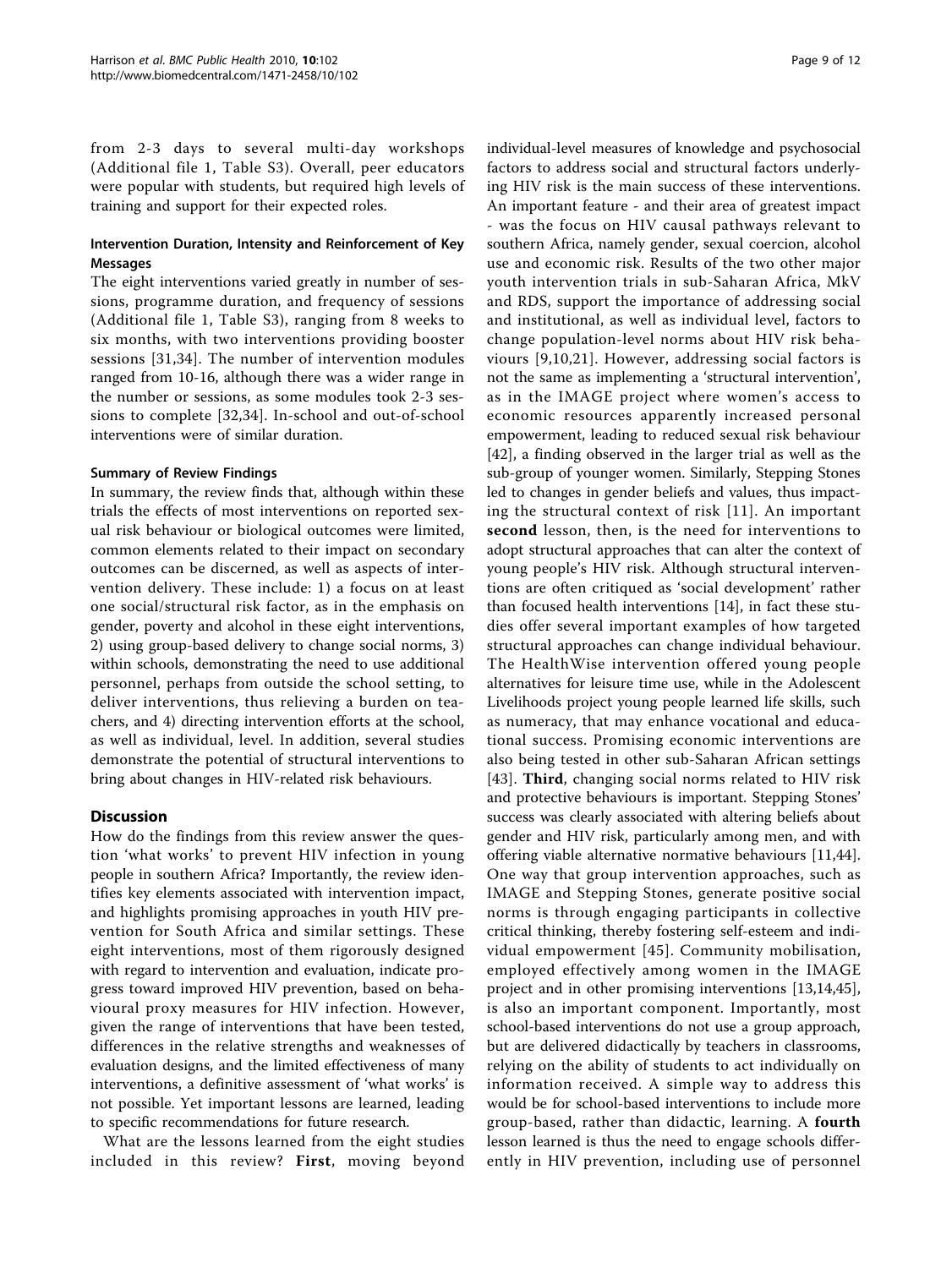from 2-3 days to several multi-day workshops (Additional file 1, Table S3). Overall, peer educators were popular with students, but required high levels of training and support for their expected roles.

#### Intervention Duration, Intensity and Reinforcement of Key Messages

The eight interventions varied greatly in number of sessions, programme duration, and frequency of sessions (Additional file 1, Table S3), ranging from 8 weeks to six months, with two interventions providing booster sessions [31,34]. The number of intervention modules ranged from 10-16, although there was a wider range in the number or sessions, as some modules took 2-3 sessions to complete [32,34]. In-school and out-of-school interventions were of similar duration.

#### Summary of Review Findings

In summary, the review finds that, although within these trials the effects of most interventions on reported sexual risk behaviour or biological outcomes were limited, common elements related to their impact on secondary outcomes can be discerned, as well as aspects of intervention delivery. These include: 1) a focus on at least one social/structural risk factor, as in the emphasis on gender, poverty and alcohol in these eight interventions, 2) using group-based delivery to change social norms, 3) within schools, demonstrating the need to use additional personnel, perhaps from outside the school setting, to deliver interventions, thus relieving a burden on teachers, and 4) directing intervention efforts at the school, as well as individual, level. In addition, several studies demonstrate the potential of structural interventions to bring about changes in HIV-related risk behaviours.

## Discussion

How do the findings from this review answer the question 'what works' to prevent HIV infection in young people in southern Africa? Importantly, the review identifies key elements associated with intervention impact, and highlights promising approaches in youth HIV prevention for South Africa and similar settings. These eight interventions, most of them rigorously designed with regard to intervention and evaluation, indicate progress toward improved HIV prevention, based on behavioural proxy measures for HIV infection. However, given the range of interventions that have been tested, differences in the relative strengths and weaknesses of evaluation designs, and the limited effectiveness of many interventions, a definitive assessment of 'what works' is not possible. Yet important lessons are learned, leading to specific recommendations for future research.

What are the lessons learned from the eight studies included in this review? **First**, moving beyond individual-level measures of knowledge and psychosocial factors to address social and structural factors underlying HIV risk is the main success of these interventions. An important feature - and their area of greatest impact - was the focus on HIV causal pathways relevant to southern Africa, namely gender, sexual coercion, alcohol use and economic risk. Results of the two other major youth intervention trials in sub-Saharan Africa, MkV and RDS, support the importance of addressing social and institutional, as well as individual level, factors to change population-level norms about HIV risk behaviours [9,10,21]. However, addressing social factors is not the same as implementing a 'structural intervention', as in the IMAGE project where women's access to economic resources apparently increased personal empowerment, leading to reduced sexual risk behaviour [42], a finding observed in the larger trial as well as the sub-group of younger women. Similarly, Stepping Stones led to changes in gender beliefs and values, thus impacting the structural context of risk [11]. An important **second** lesson, then, is the need for interventions to adopt structural approaches that can alter the context of young people's HIV risk. Although structural interventions are often critiqued as 'social development' rather than focused health interventions [14], in fact these studies offer several important examples of how targeted structural approaches can change individual behaviour. The HealthWise intervention offered young people alternatives for leisure time use, while in the Adolescent Livelihoods project young people learned life skills, such as numeracy, that may enhance vocational and educational success. Promising economic interventions are also being tested in other sub-Saharan African settings [43]. **Third**, changing social norms related to HIV risk and protective behaviours is important. Stepping Stones' success was clearly associated with altering beliefs about gender and HIV risk, particularly among men, and with offering viable alternative normative behaviours [11,44]. One way that group intervention approaches, such as IMAGE and Stepping Stones, generate positive social norms is through engaging participants in collective critical thinking, thereby fostering self-esteem and individual empowerment [45]. Community mobilisation, employed effectively among women in the IMAGE project and in other promising interventions [13,14,45], is also an important component. Importantly, most school-based interventions do not use a group approach, but are delivered didactically by teachers in classrooms, relying on the ability of students to act individually on information received. A simple way to address this would be for school-based interventions to include more group-based, rather than didactic, learning. A **fourth** lesson learned is thus the need to engage schools differently in HIV prevention, including use of personnel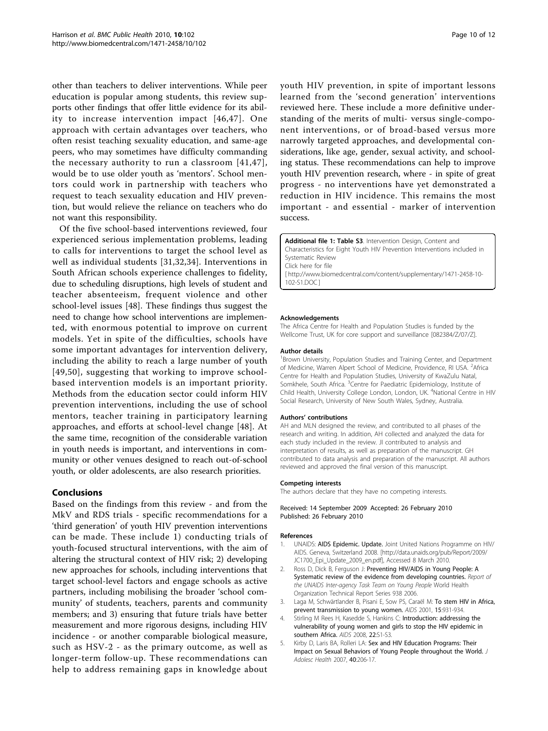other than teachers to deliver interventions. While peer education is popular among students, this review supports other findings that offer little evidence for its ability to increase intervention impact [46,47]. One approach with certain advantages over teachers, who often resist teaching sexuality education, and same-age peers, who may sometimes have difficulty commanding the necessary authority to run a classroom [41,47], would be to use older youth as 'mentors'. School mentors could work in partnership with teachers who request to teach sexuality education and HIV prevention, but would relieve the reliance on teachers who do not want this responsibility.

Of the five school-based interventions reviewed, four experienced serious implementation problems, leading to calls for interventions to target the school level as well as individual students [31,32,34]. Interventions in South African schools experience challenges to fidelity, due to scheduling disruptions, high levels of student and teacher absenteeism, frequent violence and other school-level issues [48]. These findings thus suggest the need to change how school interventions are implemented, with enormous potential to improve on current models. Yet in spite of the difficulties, schools have some important advantages for intervention delivery, including the ability to reach a large number of youth [49,50], suggesting that working to improve school-based intervention models is an important priority. Methods from the education sector could inform HIV prevention interventions, including the use of school mentors, teacher training in participatory learning approaches, and efforts at school-level change [48]. At the same time, recognition of the considerable variation in youth needs is important, and interventions in community or other venues designed to reach out-of-school youth, or older adolescents, are also research priorities.

## Conclusions

Based on the findings from this review - and from the MkV and RDS trials - specific recommendations for a 'third generation' of youth HIV prevention interventions can be made. These include 1) conducting trials of youth-focused structural interventions, with the aim of altering the structural context of HIV risk; 2) developing new approaches for schools, including interventions that target school-level factors and engage schools as active partners, including mobilising the broader 'school community' of students, teachers, parents and community members; and 3) ensuring that future trials have better measurement and more rigorous designs, including HIV incidence - or another comparable biological measure, such as HSV-2 - as the primary outcome, as well as longer-term follow-up. These recommendations can help to address remaining gaps in knowledge about youth HIV prevention, in spite of important lessons learned from the 'second generation' interventions reviewed here. These include a more definitive understanding of the merits of multi- versus single-component interventions, or of broad-based versus more narrowly targeted approaches, and developmental considerations, like age, gender, sexual activity, and schooling status. These recommendations can help to improve youth HIV prevention research, where - in spite of great progress - no interventions have yet demonstrated a reduction in HIV incidence. This remains the most important - and essential - marker of intervention success.

**Additional file 1: Table S3**. Intervention Design, Content and Characteristics for Eight Youth HIV Prevention Interventions included in Systematic Review
Click here for file
[ http://www.biomedcentral.com/content/supplementary/1471-2458-10-102-S1.DOC ]

#### Acknowledgements

The Africa Centre for Health and Population Studies is funded by the Wellcome Trust, UK for core support and surveillance [082384/Z/07/Z].

#### Author details

[1]Brown University, Population Studies and Training Center, and Department of Medicine, Warren Alpert School of Medicine, Providence, RI USA. [2]Africa Centre for Health and Population Studies, University of KwaZulu Natal, Somkhele, South Africa. [3]Centre for Paediatric Epidemiology, Institute of Child Health, University College London, London, UK. [4]National Centre in HIV Social Research, University of New South Wales, Sydney, Australia.

#### Authors' contributions

AH and MLN designed the review, and contributed to all phases of the research and writing. In addition, AH collected and analyzed the data for each study included in the review. JI contributed to analysis and interpretation of results, as well as preparation of the manuscript. GH contributed to data analysis and preparation of the manuscript. All authors reviewed and approved the final version of this manuscript.

#### Competing interests

The authors declare that they have no competing interests.

Received: 14 September 2009 Accepted: 26 February 2010
Published: 26 February 2010

#### References

1. UNAIDS: **AIDS Epidemic. Update.** Joint United Nations Programme on HIV/AIDS. Geneva, Switzerland 2008. [http://data.unaids.org/pub/Report/2009/JC1700_Epi_Update_2009_en.pdf], Accessed 8 March 2010.
2. Ross D, Dick B, Ferguson J: **Preventing HIV/AIDS in Young People: A Systematic review of the evidence from developing countries.** *Report of the UNAIDS Inter-agency Task Team on Young People* World Health Organization Technical Report Series 938 2006.
3. Laga M, Schwärtlander B, Pisani E, Sow PS, Caraël M: **To stem HIV in Africa, prevent transmission to young women.** *AIDS* 2001, **15**:931-934.
4. Stirling M Rees H, Kasedde S, Hankins C: **Introduction: addressing the vulnerability of young women and girls to stop the HIV epidemic in southern Africa.** *AIDS* 2008, **22**:S1-S3.
5. Kirby D, Laris BA, Rolleri LA: **Sex and HIV Education Programs: Their Impact on Sexual Behaviors of Young People throughout the World.** *J Adolesc Health* 2007, **40**:206-17.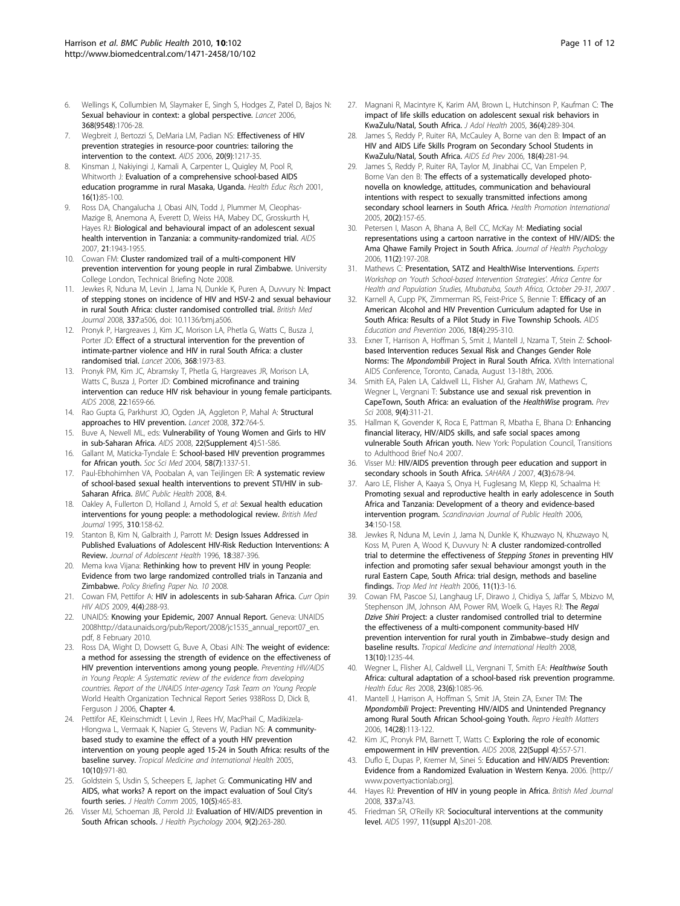6. Wellings K, Collumbien M, Slaymaker E, Singh S, Hodges Z, Patel D, Bajos N: **Sexual behaviour in context: a global perspective.** *Lancet* 2006, **368(9548)**:1706-28.
7. Wegbreit J, Bertozzi S, DeMaria LM, Padian NS: **Effectiveness of HIV prevention strategies in resource-poor countries: tailoring the intervention to the context.** *AIDS* 2006, **20(9)**:1217-35.
8. Kinsman J, Nakiyingi J, Kamali A, Carpenter L, Quigley M, Pool R, Whitworth J: **Evaluation of a comprehensive school-based AIDS education programme in rural Masaka, Uganda.** *Health Educ Rsch* 2001, **16(1)**:85-100.
9. Ross DA, Changalucha J, Obasi AIN, Todd J, Plummer M, Cleophas-Mazige B, Anemona A, Everett D, Weiss HA, Mabey DC, Grosskurth H, Hayes RJ: **Biological and behavioural impact of an adolescent sexual health intervention in Tanzania: a community-randomized trial.** *AIDS* 2007, **21**:1943-1955.
10. Cowan FM: **Cluster randomized trail of a multi-component HIV prevention intervention for young people in rural Zimbabwe.** University College London, Technical Briefing Note 2008.
11. Jewkes R, Nduna M, Levin J, Jama N, Dunkle K, Puren A, Duvvury N: **Impact of stepping stones on incidence of HIV and HSV-2 and sexual behaviour in rural South Africa: cluster randomised controlled trial.** *British Med Journal* 2008, **337**:a506, doi: 10.1136/bmj.a506.
12. Pronyk P, Hargreaves J, Kim JC, Morison LA, Phetla G, Watts C, Busza J, Porter JD: **Effect of a structural intervention for the prevention of intimate-partner violence and HIV in rural South Africa: a cluster randomised trial.** *Lancet* 2006, **368**:1973-83.
13. Pronyk PM, Kim JC, Abramsky T, Phetla G, Hargreaves JR, Morison LA, Watts C, Busza J, Porter JD: **Combined microfinance and training intervention can reduce HIV risk behaviour in young female participants.** *AIDS* 2008, **22**:1659-66.
14. Rao Gupta G, Parkhurst JO, Ogden JA, Aggleton P, Mahal A: **Structural approaches to HIV prevention.** *Lancet* 2008, **372**:764-5.
15. Buve A, Newell ML, eds: **Vulnerability of Young Women and Girls to HIV in sub-Saharan Africa.** *AIDS* 2008, **22(Supplement 4)**:S1-S86.
16. Gallant M, Maticka-Tyndale E: **School-based HIV prevention programmes for African youth.** *Soc Sci Med* 2004, **58(7)**:1337-51.
17. Paul-Ebhohimhen VA, Poobalan A, van Teijlingen ER: **A systematic review of school-based sexual health interventions to prevent STI/HIV in sub-Saharan Africa.** *BMC Public Health* 2008, **8**:4.
18. Oakley A, Fullerton D, Holland J, Arnold S, *et al*: **Sexual health education interventions for young people: a methodological review.** *British Med Journal* 1995, **310**:158-62.
19. Stanton B, Kim N, Galbraith J, Parrott M: **Design Issues Addressed in Published Evaluations of Adolescent HIV-Risk Reduction Interventions: A Review.** *Journal of Adolescent Health* 1996, **18**:387-396.
20. Mema kwa Vijana: **Rethinking how to prevent HIV in young People: Evidence from two large randomized controlled trials in Tanzania and Zimbabwe.** *Policy Briefing Paper No. 10* 2008.
21. Cowan FM, Pettifor A: **HIV in adolescents in sub-Saharan Africa.** *Curr Opin HIV AIDS* 2009, **4(4)**:288-93.
22. UNAIDS: **Knowing your Epidemic, 2007 Annual Report.** Geneva: UNAIDS 2008http://data.unaids.org/pub/Report/2008/jc1535_annual_report07_en.pdf, 8 February 2010.
23. Ross DA, Wight D, Dowsett G, Buve A, Obasi AIN: **The weight of evidence: a method for assessing the strength of evidence on the effectiveness of HIV prevention interventions among young people.** *Preventing HIV/AIDS in Young People: A Systematic review of the evidence from developing countries. Report of the UNAIDS Inter-agency Task Team on Young People* World Health Organization Technical Report Series 938Ross D, Dick B, Ferguson J 2006, **Chapter 4.**
24. Pettifor AE, Kleinschmidt I, Levin J, Rees HV, MacPhail C, Madikizela-Hlongwa L, Vermaak K, Napier G, Stevens W, Padian NS: **A community-based study to examine the effect of a youth HIV prevention intervention on young people aged 15-24 in South Africa: results of the baseline survey.** *Tropical Medicine and International Health* 2005, **10(10)**:971-80.
25. Goldstein S, Usdin S, Scheepers E, Japhet G: **Communicating HIV and AIDS, what works? A report on the impact evaluation of Soul City's fourth series.** *J Health Comm* 2005, **10(5)**:465-83.
26. Visser MJ, Schoeman JB, Perold JJ: **Evaluation of HIV/AIDS prevention in South African schools.** *J Health Psychology* 2004, **9(2)**:263-280.
27. Magnani R, Macintyre K, Karim AM, Brown L, Hutchinson P, Kaufman C: **The impact of life skills education on adolescent sexual risk behaviors in KwaZulu/Natal, South Africa.** *J Adol Health* 2005, **36(4)**:289-304.
28. James S, Reddy P, Ruiter RA, McCauley A, Borne van den B: **Impact of an HIV and AIDS Life Skills Program on Secondary School Students in KwaZulu/Natal, South Africa.** *AIDS Ed Prev* 2006, **18(4)**:281-94.
29. James S, Reddy P, Ruiter RA, Taylor M, Jinabhai CC, Van Empelen P, Borne Van den B: **The effects of a systematically developed photo-novella on knowledge, attitudes, communication and behavioural intentions with respect to sexually transmitted infections among secondary school learners in South Africa.** *Health Promotion International* 2005, **20(2)**:157-65.
30. Petersen I, Mason A, Bhana A, Bell CC, McKay M: **Mediating social representations using a cartoon narrative in the context of HIV/AIDS: the Ama Qhawe Family Project in South Africa.** *Journal of Health Psychology* 2006, **11(2)**:197-208.
31. Mathews C: **Presentation, SATZ and HealthWise Interventions.** *Experts Workshop on 'Youth School-based Intervention Strategies'. Africa Centre for Health and Population Studies, Mtubatuba, South Africa, October 29-31, 2007* .
32. Karnell A, Cupp PK, Zimmerman RS, Feist-Price S, Bennie T: **Efficacy of an American Alcohol and HIV Prevention Curriculum adapted for Use in South Africa: Results of a Pilot Study in Five Township Schools.** *AIDS Education and Prevention* 2006, **18(4)**:295-310.
33. Exner T, Harrison A, Hoffman S, Smit J, Mantell J, Nzama T, Stein Z: **School-based Intervention reduces Sexual Risk and Changes Gender Role Norms: The *Mpondombili* Project in Rural South Africa.** XVIth International AIDS Conference, Toronto, Canada, August 13-18th, 2006.
34. Smith EA, Palen LA, Caldwell LL, Flisher AJ, Graham JW, Mathews C, Wegner L, Vergnani T: **Substance use and sexual risk prevention in CapeTown, South Africa: an evaluation of the *HealthWise* program.** *Prev Sci* 2008, **9(4)**:311-21.
35. Hallman K, Govender K, Roca E, Pattman R, Mbatha E, Bhana D: **Enhancing financial literacy, HIV/AIDS skills, and safe social spaces among vulnerable South African youth.** New York: Population Council, Transitions to Adulthood Brief No.4 2007.
36. Visser MJ: **HIV/AIDS prevention through peer education and support in secondary schools in South Africa.** *SAHARA J* 2007, **4(3)**:678-94.
37. Aaro LE, Flisher A, Kaaya S, Onya H, Fuglesang M, Klepp KI, Schaalma H: **Promoting sexual and reproductive health in early adolescence in South Africa and Tanzania: Development of a theory and evidence-based intervention program.** *Scandinavian Journal of Public Health* 2006, **34**:150-158.
38. Jewkes R, Nduna M, Levin J, Jama N, Dunkle K, Khuzwayo N, Khuzwayo N, Koss M, Puren A, Wood K, Duvvury N: **A cluster randomized-controlled trial to determine the effectiveness of *Stepping Stones* in preventing HIV infection and promoting safer sexual behaviour amongst youth in the rural Eastern Cape, South Africa: trial design, methods and baseline findings.** *Trop Med Int Health* 2006, **11(1)**:3-16.
39. Cowan FM, Pascoe SJ, Langhaug LF, Dirawo J, Chidiya S, Jaffar S, Mbizvo M, Stephenson JM, Johnson AM, Power RM, Woelk G, Hayes RJ: **The *Regai Dzive Shiri* Project: a cluster randomised controlled trial to determine the effectiveness of a multi-component community-based HIV prevention intervention for rural youth in Zimbabwe–study design and baseline results.** *Tropical Medicine and International Health* 2008, **13(10)**:1235-44.
40. Wegner L, Flisher AJ, Caldwell LL, Vergnani T, Smith EA: ***Healthwise* South Africa: cultural adaptation of a school-based risk prevention programme.** *Health Educ Res* 2008, **23(6)**:1085-96.
41. Mantell J, Harrison A, Hoffman S, Smit JA, Stein ZA, Exner TM: **The *Mpondombili* Project: Preventing HIV/AIDS and Unintended Pregnancy among Rural South African School-going Youth.** *Repro Health Matters* 2006, **14(28)**:113-122.
42. Kim JC, Pronyk PM, Barnett T, Watts C: **Exploring the role of economic empowerment in HIV prevention.** *AIDS* 2008, **22(Suppl 4)**:S57-S71.
43. Duflo E, Dupas P, Kremer M, Sinei S: **Education and HIV/AIDS Prevention: Evidence from a Randomized Evaluation in Western Kenya.** 2006. [http://www.povertyactionlab.org].
44. Hayes RJ: **Prevention of HIV in young people in Africa.** *British Med Journal* 2008, **337**:a743.
45. Friedman SR, O'Reilly KR: **Sociocultural interventions at the community level.** *AIDS* 1997, **11(suppl A)**:s201-208.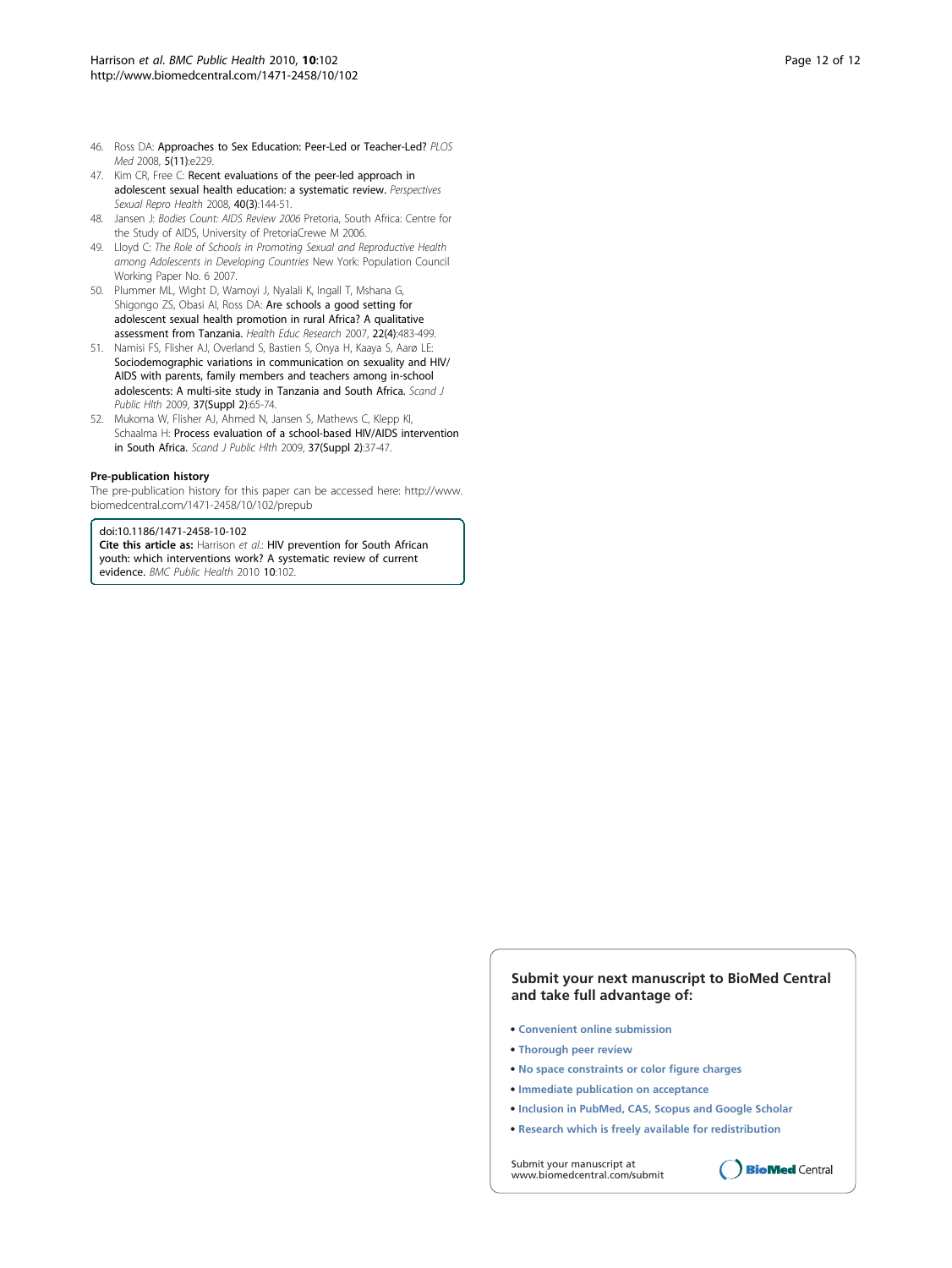46. Ross DA: **Approaches to Sex Education: Peer-Led or Teacher-Led?** *PLOS Med* 2008, **5(11)**:e229.
47. Kim CR, Free C: **Recent evaluations of the peer-led approach in adolescent sexual health education: a systematic review.** *Perspectives Sexual Repro Health* 2008, **40(3)**:144-51.
48. Jansen J: *Bodies Count: AIDS Review 2006* Pretoria, South Africa: Centre for the Study of AIDS, University of PretoriaCrewe M 2006.
49. Lloyd C: *The Role of Schools in Promoting Sexual and Reproductive Health among Adolescents in Developing Countries* New York: Population Council Working Paper No. 6 2007.
50. Plummer ML, Wight D, Wamoyi J, Nyalali K, Ingall T, Mshana G, Shigongo ZS, Obasi AI, Ross DA: **Are schools a good setting for adolescent sexual health promotion in rural Africa? A qualitative assessment from Tanzania.** *Health Educ Research* 2007, **22(4)**:483-499.
51. Namisi FS, Flisher AJ, Overland S, Bastien S, Onya H, Kaaya S, Aarø LE: **Sociodemographic variations in communication on sexuality and HIV/AIDS with parents, family members and teachers among in-school adolescents: A multi-site study in Tanzania and South Africa.** *Scand J Public Hlth* 2009, **37(Suppl 2)**:65-74.
52. Mukoma W, Flisher AJ, Ahmed N, Jansen S, Mathews C, Klepp KI, Schaalma H: **Process evaluation of a school-based HIV/AIDS intervention in South Africa.** *Scand J Public Hlth* 2009, **37(Suppl 2)**:37-47.

#### Pre-publication history

The pre-publication history for this paper can be accessed here: http://www.biomedcentral.com/1471-2458/10/102/prepub

doi:10.1186/1471-2458-10-102
**Cite this article as:** Harrison *et al.*: HIV prevention for South African youth: which interventions work? A systematic review of current evidence. *BMC Public Health* 2010 **10**:102.

**Submit your next manuscript to BioMed Central and take full advantage of:**

- Convenient online submission
- Thorough peer review
- No space constraints or color figure charges
- Immediate publication on acceptance
- Inclusion in PubMed, CAS, Scopus and Google Scholar
- Research which is freely available for redistribution

Submit your manuscript at www.biomedcentral.com/submit

BioMed Central